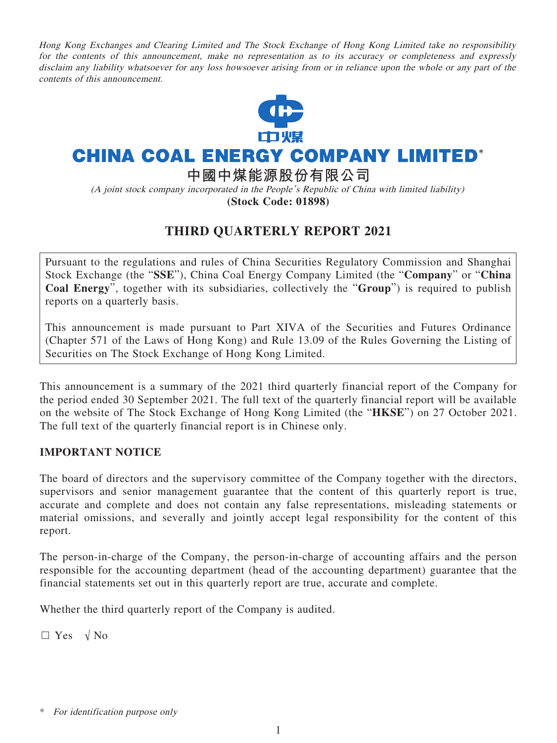*Hong Kong Exchanges and Clearing Limited and The Stock Exchange of Hong Kong Limited take no responsibility for the contents of this announcement, make no representation as to its accuracy or completeness and expressly disclaim any liability whatsoever for any loss howsoever arising from or in reliance upon the whole or any part of the contents of this announcement.*

中煤

# CHINA COAL ENERGY COMPANY LIMITED*

## 中國中煤能源股份有限公司

*(A joint stock company incorporated in the People's Republic of China with limited liability)*

**(Stock Code: 01898)**

# THIRD QUARTERLY REPORT 2021

Pursuant to the regulations and rules of China Securities Regulatory Commission and Shanghai Stock Exchange (the "**SSE**"), China Coal Energy Company Limited (the "**Company**" or "**China Coal Energy**", together with its subsidiaries, collectively the "**Group**") is required to publish reports on a quarterly basis.

This announcement is made pursuant to Part XIVA of the Securities and Futures Ordinance (Chapter 571 of the Laws of Hong Kong) and Rule 13.09 of the Rules Governing the Listing of Securities on The Stock Exchange of Hong Kong Limited.

This announcement is a summary of the 2021 third quarterly financial report of the Company for the period ended 30 September 2021. The full text of the quarterly financial report will be available on the website of The Stock Exchange of Hong Kong Limited (the "**HKSE**") on 27 October 2021. The full text of the quarterly financial report is in Chinese only.

**IMPORTANT NOTICE**

The board of directors and the supervisory committee of the Company together with the directors, supervisors and senior management guarantee that the content of this quarterly report is true, accurate and complete and does not contain any false representations, misleading statements or material omissions, and severally and jointly accept legal responsibility for the content of this report.

The person-in-charge of the Company, the person-in-charge of accounting affairs and the person responsible for the accounting department (head of the accounting department) guarantee that the financial statements set out in this quarterly report are true, accurate and complete.

Whether the third quarterly report of the Company is audited.

□ Yes √ No

\* *For identification purpose only*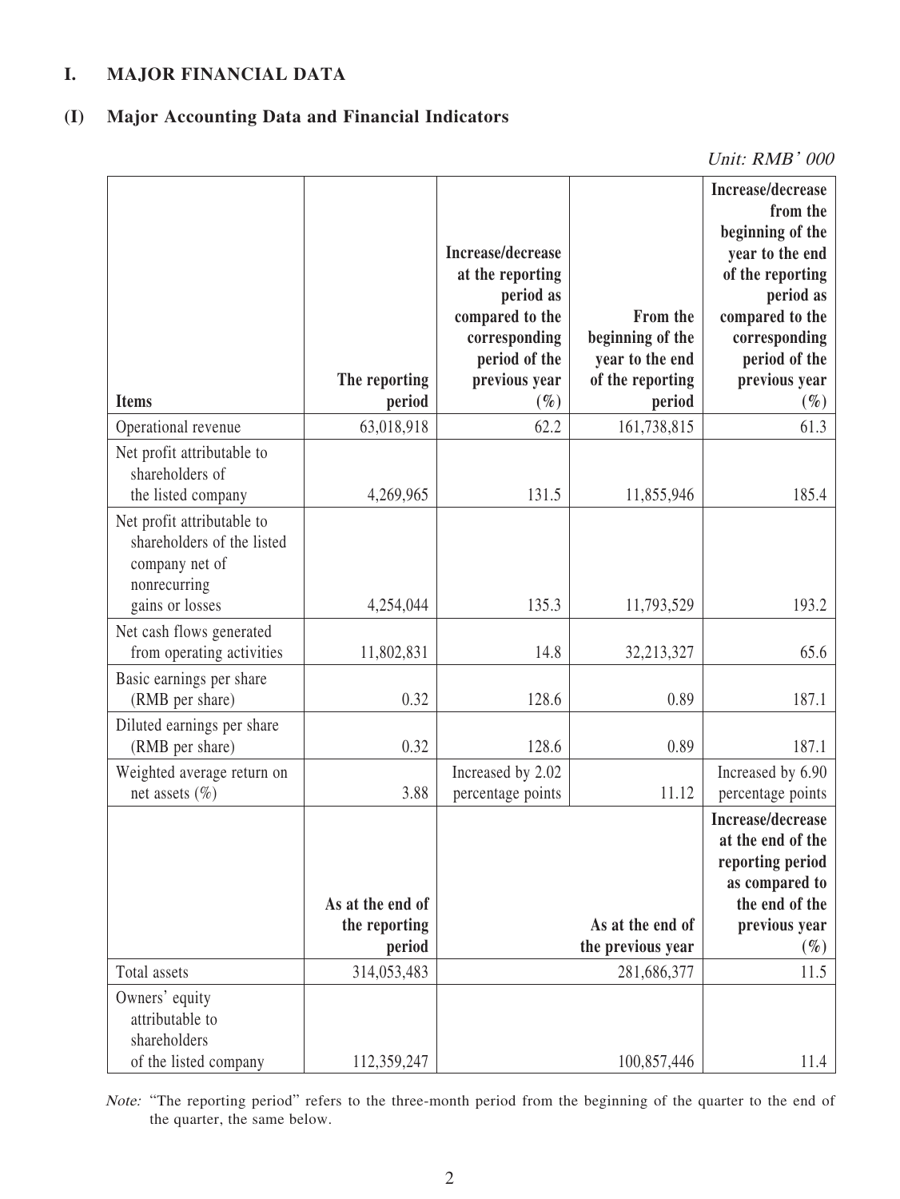# I. MAJOR FINANCIAL DATA

## (I) Major Accounting Data and Financial Indicators

*Unit: RMB' 000*

| Items | The reporting period | Increase/decrease at the reporting period as compared to the corresponding period of the previous year (%) | From the beginning of the year to the end of the reporting period | Increase/decrease from the beginning of the year to the end of the reporting period as compared to the corresponding period of the previous year (%) |
|---|---|---|---|---|
| Operational revenue | 63,018,918 | 62.2 | 161,738,815 | 61.3 |
| Net profit attributable to shareholders of the listed company | 4,269,965 | 131.5 | 11,855,946 | 185.4 |
| Net profit attributable to shareholders of the listed company net of nonrecurring gains or losses | 4,254,044 | 135.3 | 11,793,529 | 193.2 |
| Net cash flows generated from operating activities | 11,802,831 | 14.8 | 32,213,327 | 65.6 |
| Basic earnings per share (RMB per share) | 0.32 | 128.6 | 0.89 | 187.1 |
| Diluted earnings per share (RMB per share) | 0.32 | 128.6 | 0.89 | 187.1 |
| Weighted average return on net assets (%) | 3.88 | Increased by 2.02 percentage points | 11.12 | Increased by 6.90 percentage points |
| | **As at the end of the reporting period** | | **As at the end of the previous year** | **Increase/decrease at the end of the reporting period as compared to the end of the previous year (%)** |
| Total assets | 314,053,483 | | 281,686,377 | 11.5 |
| Owners' equity attributable to shareholders of the listed company | 112,359,247 | | 100,857,446 | 11.4 |

*Note:* "The reporting period" refers to the three-month period from the beginning of the quarter to the end of the quarter, the same below.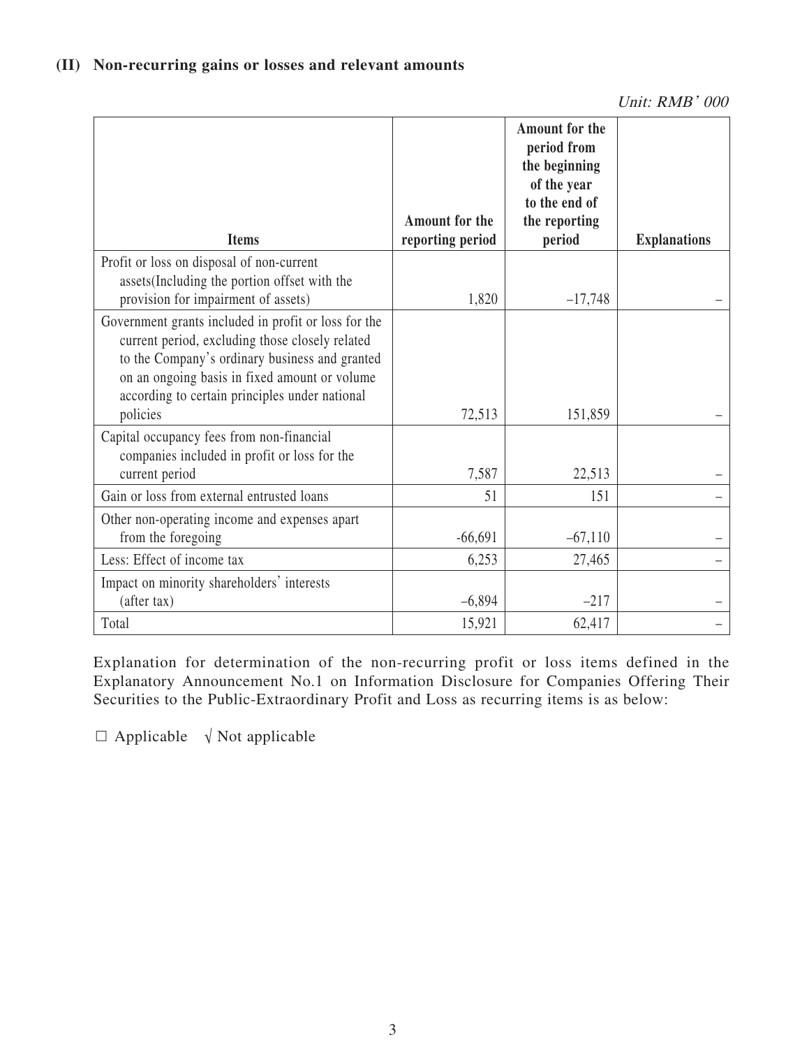### (II) Non-recurring gains or losses and relevant amounts

*Unit: RMB' 000*

| Items | Amount for the reporting period | Amount for the period from the beginning of the year to the end of the reporting period | Explanations |
|---|---|---|---|
| Profit or loss on disposal of non-current assets(Including the portion offset with the provision for impairment of assets) | 1,820 | –17,748 | – |
| Government grants included in profit or loss for the current period, excluding those closely related to the Company's ordinary business and granted on an ongoing basis in fixed amount or volume according to certain principles under national policies | 72,513 | 151,859 | – |
| Capital occupancy fees from non-financial companies included in profit or loss for the current period | 7,587 | 22,513 | – |
| Gain or loss from external entrusted loans | 51 | 151 | – |
| Other non-operating income and expenses apart from the foregoing | -66,691 | –67,110 | – |
| Less: Effect of income tax | 6,253 | 27,465 | – |
| Impact on minority shareholders' interests (after tax) | –6,894 | –217 | – |
| Total | 15,921 | 62,417 | – |

Explanation for determination of the non-recurring profit or loss items defined in the Explanatory Announcement No.1 on Information Disclosure for Companies Offering Their Securities to the Public-Extraordinary Profit and Loss as recurring items is as below:

□ Applicable √ Not applicable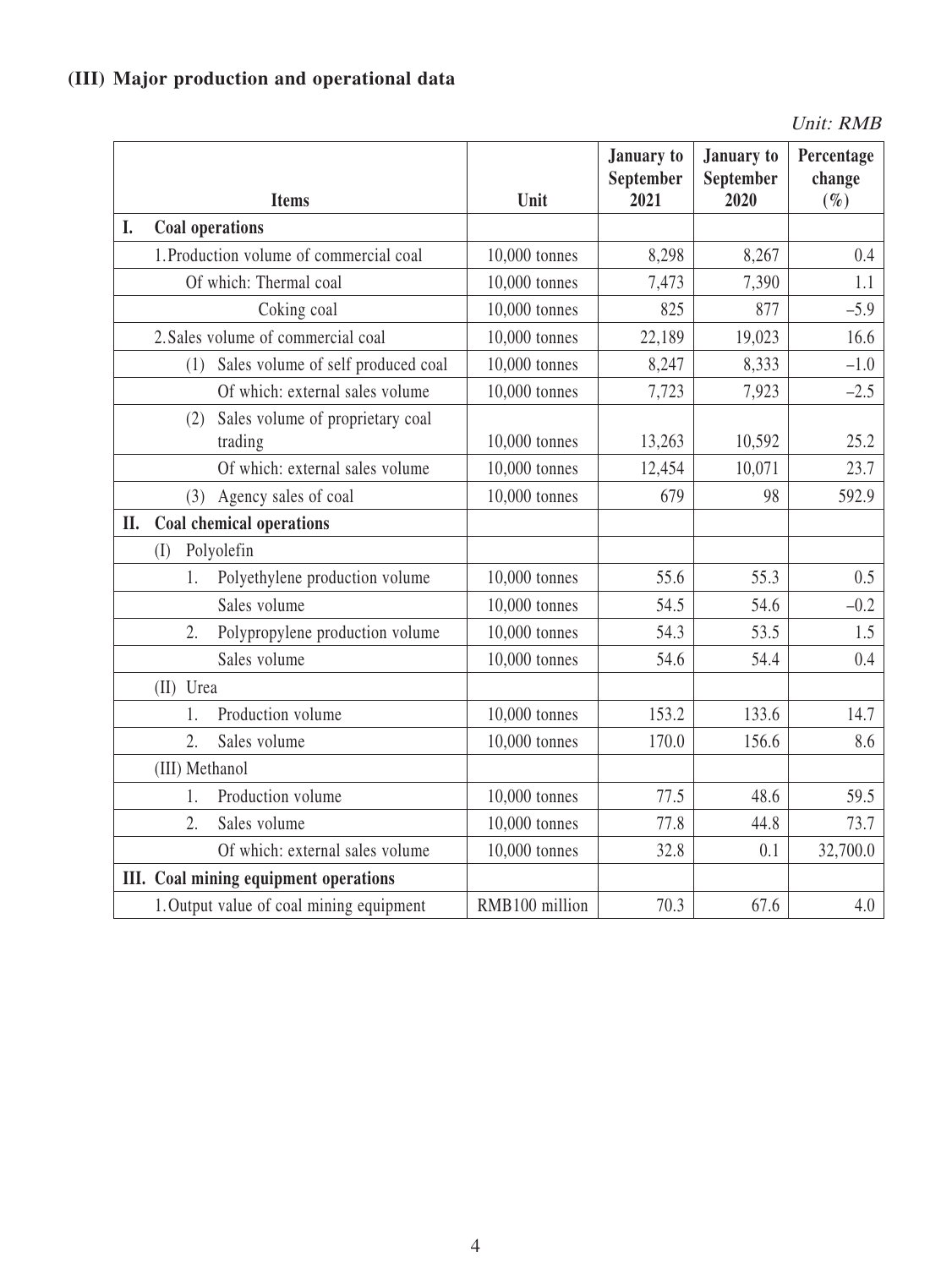## (III) Major production and operational data

*Unit: RMB*

| Items | Unit | January to September 2021 | January to September 2020 | Percentage change (%) |
|---|---|---|---|---|
| **I. Coal operations** | | | | |
| 1. Production volume of commercial coal | 10,000 tonnes | 8,298 | 8,267 | 0.4 |
| Of which: Thermal coal | 10,000 tonnes | 7,473 | 7,390 | 1.1 |
| Coking coal | 10,000 tonnes | 825 | 877 | –5.9 |
| 2. Sales volume of commercial coal | 10,000 tonnes | 22,189 | 19,023 | 16.6 |
| (1) Sales volume of self produced coal | 10,000 tonnes | 8,247 | 8,333 | –1.0 |
| Of which: external sales volume | 10,000 tonnes | 7,723 | 7,923 | –2.5 |
| (2) Sales volume of proprietary coal trading | 10,000 tonnes | 13,263 | 10,592 | 25.2 |
| Of which: external sales volume | 10,000 tonnes | 12,454 | 10,071 | 23.7 |
| (3) Agency sales of coal | 10,000 tonnes | 679 | 98 | 592.9 |
| **II. Coal chemical operations** | | | | |
| (I) Polyolefin | | | | |
| 1. Polyethylene production volume | 10,000 tonnes | 55.6 | 55.3 | 0.5 |
| Sales volume | 10,000 tonnes | 54.5 | 54.6 | –0.2 |
| 2. Polypropylene production volume | 10,000 tonnes | 54.3 | 53.5 | 1.5 |
| Sales volume | 10,000 tonnes | 54.6 | 54.4 | 0.4 |
| (II) Urea | | | | |
| 1. Production volume | 10,000 tonnes | 153.2 | 133.6 | 14.7 |
| 2. Sales volume | 10,000 tonnes | 170.0 | 156.6 | 8.6 |
| (III) Methanol | | | | |
| 1. Production volume | 10,000 tonnes | 77.5 | 48.6 | 59.5 |
| 2. Sales volume | 10,000 tonnes | 77.8 | 44.8 | 73.7 |
| Of which: external sales volume | 10,000 tonnes | 32.8 | 0.1 | 32,700.0 |
| **III. Coal mining equipment operations** | | | | |
| 1. Output value of coal mining equipment | RMB100 million | 70.3 | 67.6 | 4.0 |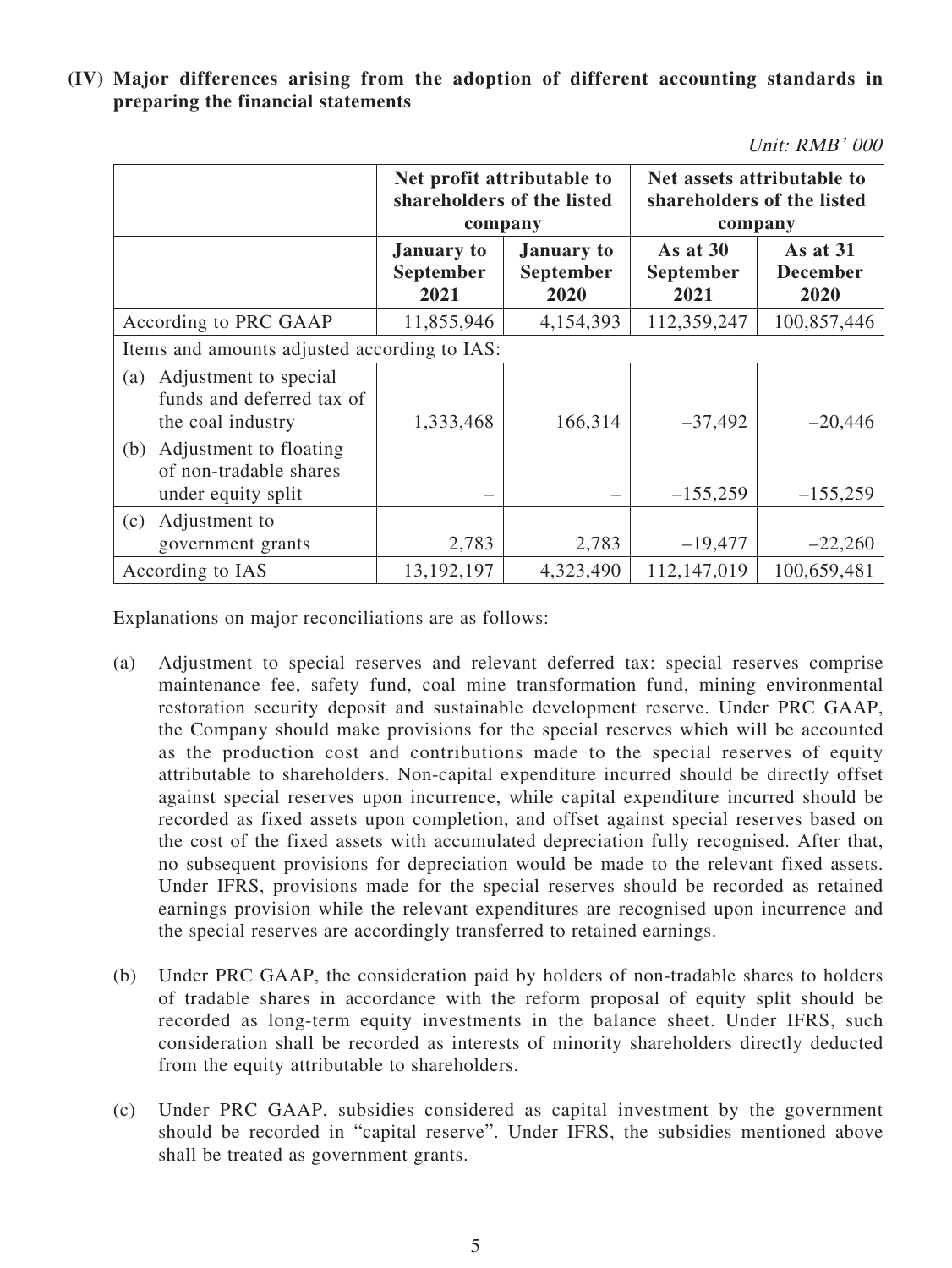**(IV) Major differences arising from the adoption of different accounting standards in preparing the financial statements**

*Unit: RMB' 000*

| | Net profit attributable to shareholders of the listed company | | Net assets attributable to shareholders of the listed company | |
|---|---|---|---|---|
| | **January to September 2021** | **January to September 2020** | **As at 30 September 2021** | **As at 31 December 2020** |
| According to PRC GAAP | 11,855,946 | 4,154,393 | 112,359,247 | 100,857,446 |
| Items and amounts adjusted according to IAS: | | | | |
| (a) Adjustment to special funds and deferred tax of the coal industry | 1,333,468 | 166,314 | –37,492 | –20,446 |
| (b) Adjustment to floating of non-tradable shares under equity split | – | – | –155,259 | –155,259 |
| (c) Adjustment to government grants | 2,783 | 2,783 | –19,477 | –22,260 |
| According to IAS | 13,192,197 | 4,323,490 | 112,147,019 | 100,659,481 |

Explanations on major reconciliations are as follows:

(a) Adjustment to special reserves and relevant deferred tax: special reserves comprise maintenance fee, safety fund, coal mine transformation fund, mining environmental restoration security deposit and sustainable development reserve. Under PRC GAAP, the Company should make provisions for the special reserves which will be accounted as the production cost and contributions made to the special reserves of equity attributable to shareholders. Non-capital expenditure incurred should be directly offset against special reserves upon incurrence, while capital expenditure incurred should be recorded as fixed assets upon completion, and offset against special reserves based on the cost of the fixed assets with accumulated depreciation fully recognised. After that, no subsequent provisions for depreciation would be made to the relevant fixed assets. Under IFRS, provisions made for the special reserves should be recorded as retained earnings provision while the relevant expenditures are recognised upon incurrence and the special reserves are accordingly transferred to retained earnings.

(b) Under PRC GAAP, the consideration paid by holders of non-tradable shares to holders of tradable shares in accordance with the reform proposal of equity split should be recorded as long-term equity investments in the balance sheet. Under IFRS, such consideration shall be recorded as interests of minority shareholders directly deducted from the equity attributable to shareholders.

(c) Under PRC GAAP, subsidies considered as capital investment by the government should be recorded in "capital reserve". Under IFRS, the subsidies mentioned above shall be treated as government grants.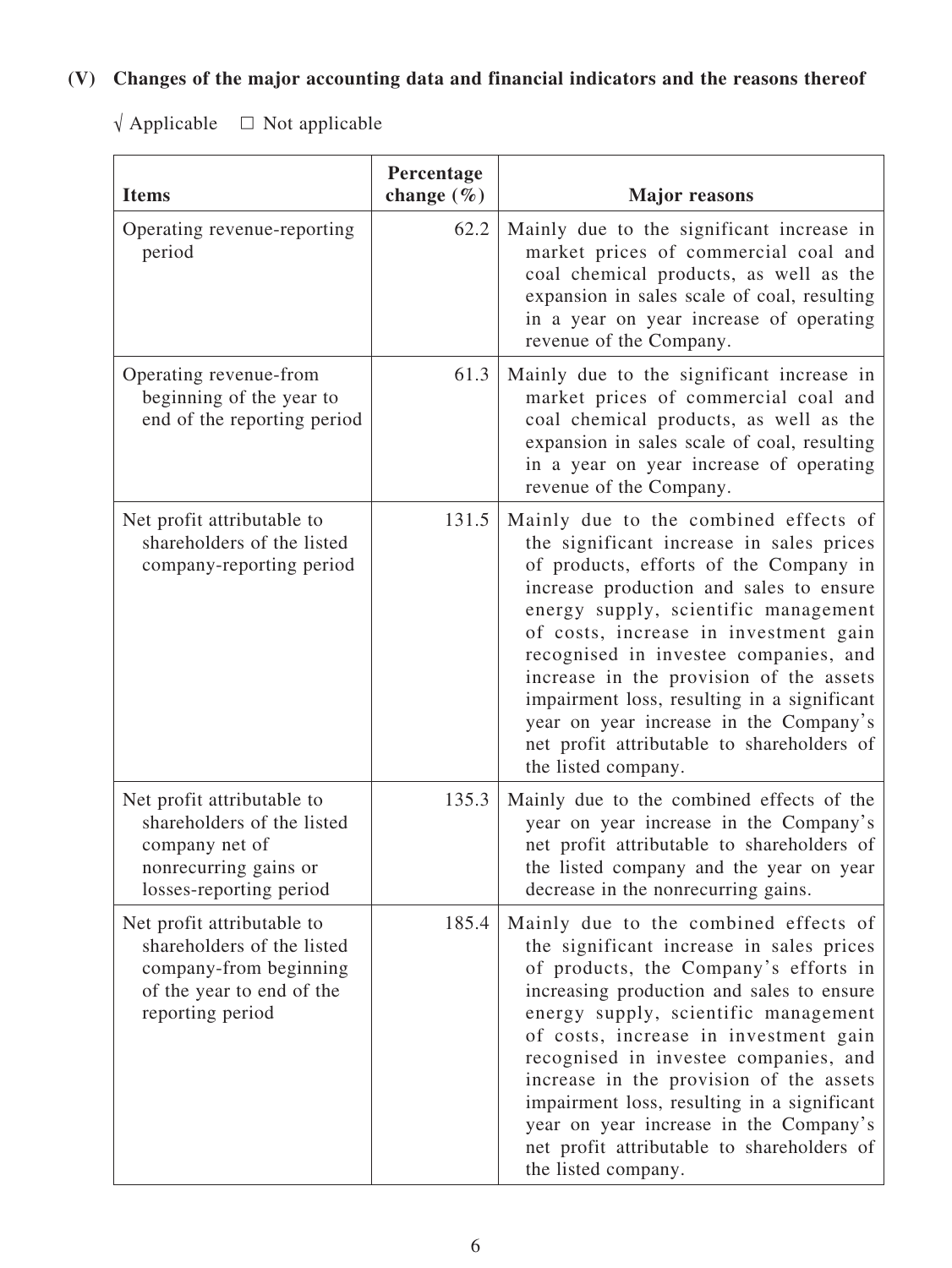## (V) Changes of the major accounting data and financial indicators and the reasons thereof

√ Applicable □ Not applicable

| Items | Percentage change (%) | Major reasons |
|---|---|---|
| Operating revenue-reporting period | 62.2 | Mainly due to the significant increase in market prices of commercial coal and coal chemical products, as well as the expansion in sales scale of coal, resulting in a year on year increase of operating revenue of the Company. |
| Operating revenue-from beginning of the year to end of the reporting period | 61.3 | Mainly due to the significant increase in market prices of commercial coal and coal chemical products, as well as the expansion in sales scale of coal, resulting in a year on year increase of operating revenue of the Company. |
| Net profit attributable to shareholders of the listed company-reporting period | 131.5 | Mainly due to the combined effects of the significant increase in sales prices of products, efforts of the Company in increase production and sales to ensure energy supply, scientific management of costs, increase in investment gain recognised in investee companies, and increase in the provision of the assets impairment loss, resulting in a significant year on year increase in the Company's net profit attributable to shareholders of the listed company. |
| Net profit attributable to shareholders of the listed company net of nonrecurring gains or losses-reporting period | 135.3 | Mainly due to the combined effects of the year on year increase in the Company's net profit attributable to shareholders of the listed company and the year on year decrease in the nonrecurring gains. |
| Net profit attributable to shareholders of the listed company-from beginning of the year to end of the reporting period | 185.4 | Mainly due to the combined effects of the significant increase in sales prices of products, the Company's efforts in increasing production and sales to ensure energy supply, scientific management of costs, increase in investment gain recognised in investee companies, and increase in the provision of the assets impairment loss, resulting in a significant year on year increase in the Company's net profit attributable to shareholders of the listed company. |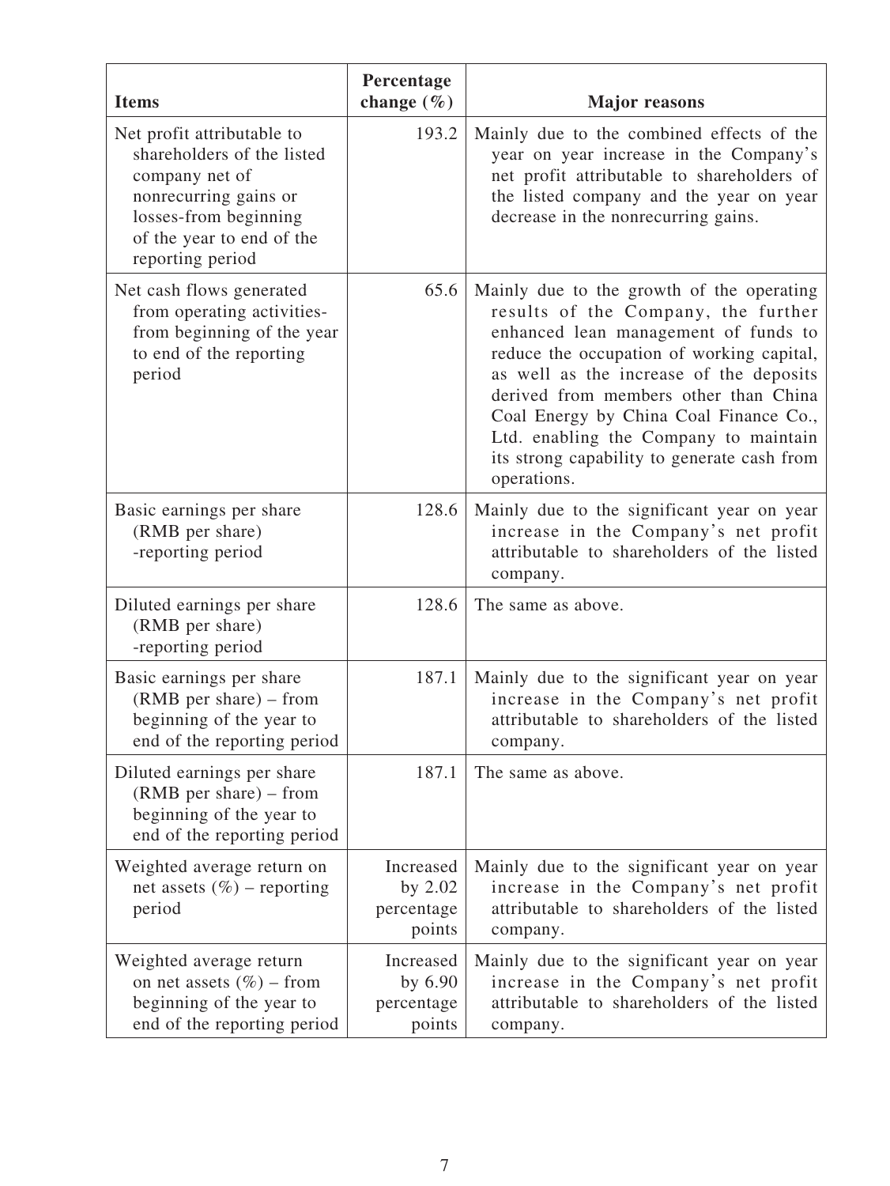| Items | Percentage change (%) | Major reasons |
| --- | --- | --- |
| Net profit attributable to shareholders of the listed company net of nonrecurring gains or losses-from beginning of the year to end of the reporting period | 193.2 | Mainly due to the combined effects of the year on year increase in the Company's net profit attributable to shareholders of the listed company and the year on year decrease in the nonrecurring gains. |
| Net cash flows generated from operating activities-from beginning of the year to end of the reporting period | 65.6 | Mainly due to the growth of the operating results of the Company, the further enhanced lean management of funds to reduce the occupation of working capital, as well as the increase of the deposits derived from members other than China Coal Energy by China Coal Finance Co., Ltd. enabling the Company to maintain its strong capability to generate cash from operations. |
| Basic earnings per share (RMB per share) -reporting period | 128.6 | Mainly due to the significant year on year increase in the Company's net profit attributable to shareholders of the listed company. |
| Diluted earnings per share (RMB per share) -reporting period | 128.6 | The same as above. |
| Basic earnings per share (RMB per share) – from beginning of the year to end of the reporting period | 187.1 | Mainly due to the significant year on year increase in the Company's net profit attributable to shareholders of the listed company. |
| Diluted earnings per share (RMB per share) – from beginning of the year to end of the reporting period | 187.1 | The same as above. |
| Weighted average return on net assets (%) – reporting period | Increased by 2.02 percentage points | Mainly due to the significant year on year increase in the Company's net profit attributable to shareholders of the listed company. |
| Weighted average return on net assets (%) – from beginning of the year to end of the reporting period | Increased by 6.90 percentage points | Mainly due to the significant year on year increase in the Company's net profit attributable to shareholders of the listed company. |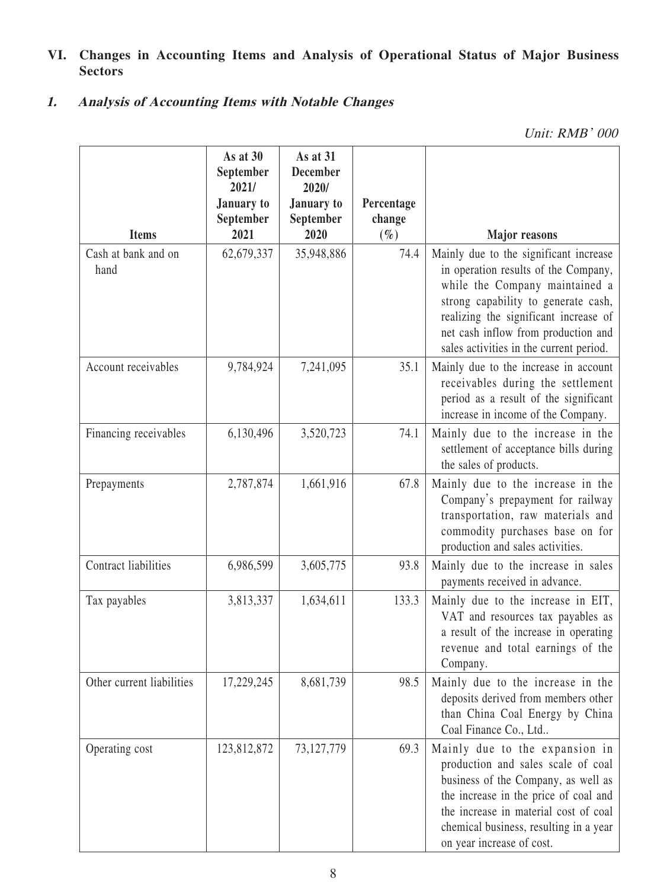## VI. Changes in Accounting Items and Analysis of Operational Status of Major Business Sectors

### *1. Analysis of Accounting Items with Notable Changes*

*Unit: RMB' 000*

| Items | As at 30 September 2021/ January to September 2021 | As at 31 December 2020/ January to September 2020 | Percentage change (%) | Major reasons |
|---|---|---|---|---|
| Cash at bank and on hand | 62,679,337 | 35,948,886 | 74.4 | Mainly due to the significant increase in operation results of the Company, while the Company maintained a strong capability to generate cash, realizing the significant increase of net cash inflow from production and sales activities in the current period. |
| Account receivables | 9,784,924 | 7,241,095 | 35.1 | Mainly due to the increase in account receivables during the settlement period as a result of the significant increase in income of the Company. |
| Financing receivables | 6,130,496 | 3,520,723 | 74.1 | Mainly due to the increase in the settlement of acceptance bills during the sales of products. |
| Prepayments | 2,787,874 | 1,661,916 | 67.8 | Mainly due to the increase in the Company's prepayment for railway transportation, raw materials and commodity purchases base on for production and sales activities. |
| Contract liabilities | 6,986,599 | 3,605,775 | 93.8 | Mainly due to the increase in sales payments received in advance. |
| Tax payables | 3,813,337 | 1,634,611 | 133.3 | Mainly due to the increase in EIT, VAT and resources tax payables as a result of the increase in operating revenue and total earnings of the Company. |
| Other current liabilities | 17,229,245 | 8,681,739 | 98.5 | Mainly due to the increase in the deposits derived from members other than China Coal Energy by China Coal Finance Co., Ltd.. |
| Operating cost | 123,812,872 | 73,127,779 | 69.3 | Mainly due to the expansion in production and sales scale of coal business of the Company, as well as the increase in the price of coal and the increase in material cost of coal chemical business, resulting in a year on year increase of cost. |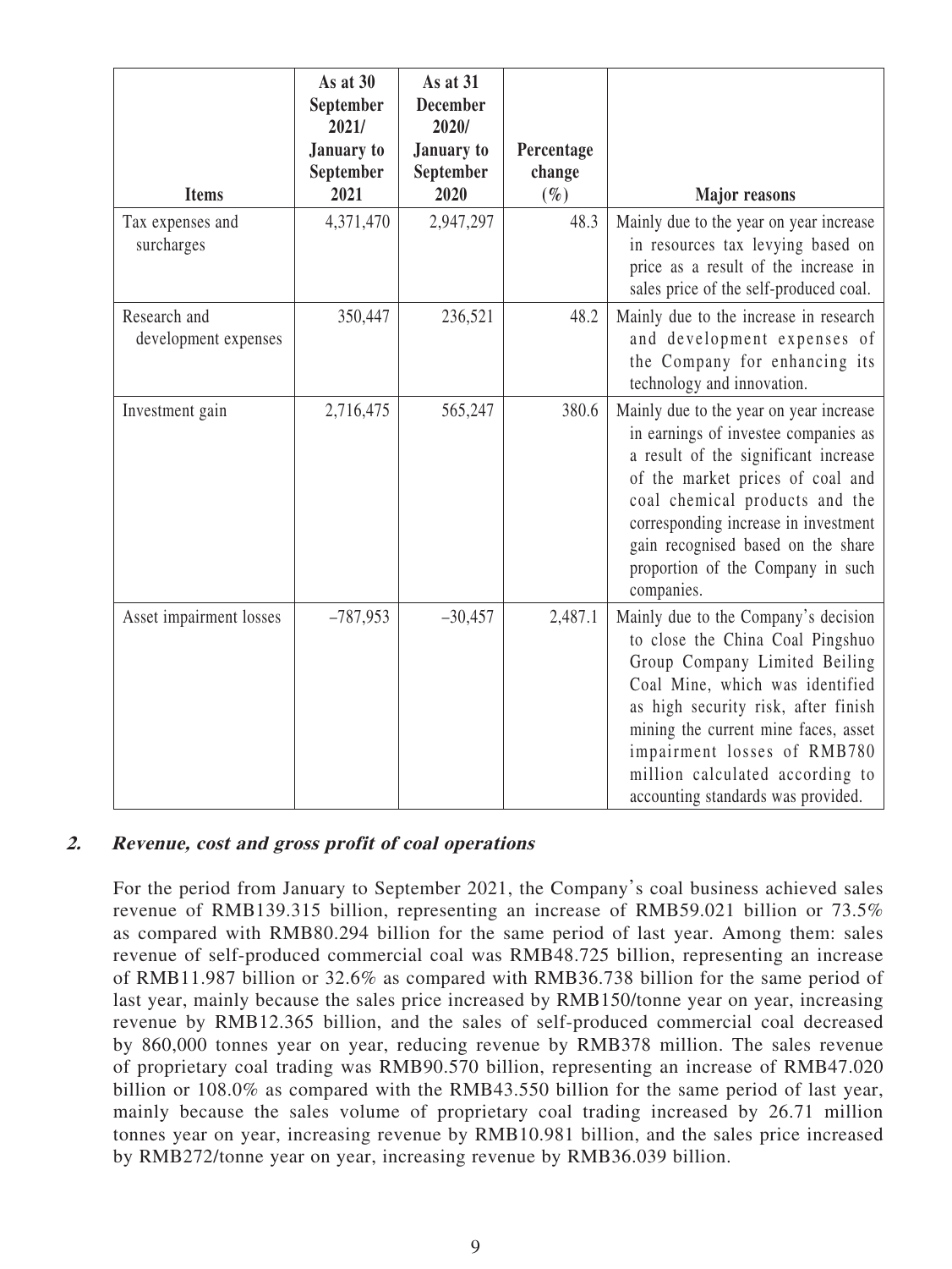| Items | As at 30 September 2021/ January to September 2021 | As at 31 December 2020/ January to September 2020 | Percentage change (%) | Major reasons |
|---|---|---|---|---|
| Tax expenses and surcharges | 4,371,470 | 2,947,297 | 48.3 | Mainly due to the year on year increase in resources tax levying based on price as a result of the increase in sales price of the self-produced coal. |
| Research and development expenses | 350,447 | 236,521 | 48.2 | Mainly due to the increase in research and development expenses of the Company for enhancing its technology and innovation. |
| Investment gain | 2,716,475 | 565,247 | 380.6 | Mainly due to the year on year increase in earnings of investee companies as a result of the significant increase of the market prices of coal and coal chemical products and the corresponding increase in investment gain recognised based on the share proportion of the Company in such companies. |
| Asset impairment losses | –787,953 | –30,457 | 2,487.1 | Mainly due to the Company's decision to close the China Coal Pingshuo Group Company Limited Beiling Coal Mine, which was identified as high security risk, after finish mining the current mine faces, asset impairment losses of RMB780 million calculated according to accounting standards was provided. |

## 2. *Revenue, cost and gross profit of coal operations*

For the period from January to September 2021, the Company's coal business achieved sales revenue of RMB139.315 billion, representing an increase of RMB59.021 billion or 73.5% as compared with RMB80.294 billion for the same period of last year. Among them: sales revenue of self-produced commercial coal was RMB48.725 billion, representing an increase of RMB11.987 billion or 32.6% as compared with RMB36.738 billion for the same period of last year, mainly because the sales price increased by RMB150/tonne year on year, increasing revenue by RMB12.365 billion, and the sales of self-produced commercial coal decreased by 860,000 tonnes year on year, reducing revenue by RMB378 million. The sales revenue of proprietary coal trading was RMB90.570 billion, representing an increase of RMB47.020 billion or 108.0% as compared with the RMB43.550 billion for the same period of last year, mainly because the sales volume of proprietary coal trading increased by 26.71 million tonnes year on year, increasing revenue by RMB10.981 billion, and the sales price increased by RMB272/tonne year on year, increasing revenue by RMB36.039 billion.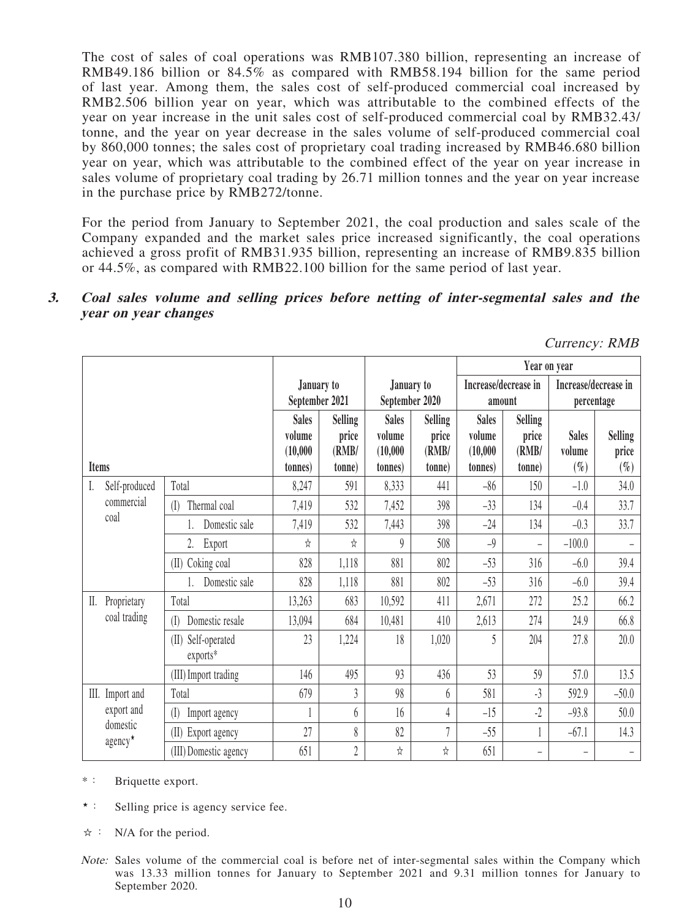The cost of sales of coal operations was RMB107.380 billion, representing an increase of RMB49.186 billion or 84.5% as compared with RMB58.194 billion for the same period of last year. Among them, the sales cost of self-produced commercial coal increased by RMB2.506 billion year on year, which was attributable to the combined effects of the year on year increase in the unit sales cost of self-produced commercial coal by RMB32.43/tonne, and the year on year decrease in the sales volume of self-produced commercial coal by 860,000 tonnes; the sales cost of proprietary coal trading increased by RMB46.680 billion year on year, which was attributable to the combined effect of the year on year increase in sales volume of proprietary coal trading by 26.71 million tonnes and the year on year increase in the purchase price by RMB272/tonne.

For the period from January to September 2021, the coal production and sales scale of the Company expanded and the market sales price increased significantly, the coal operations achieved a gross profit of RMB31.935 billion, representing an increase of RMB9.835 billion or 44.5%, as compared with RMB22.100 billion for the same period of last year.

### 3. *Coal sales volume and selling prices before netting of inter-segmental sales and the year on year changes*

*Currency: RMB*

| Items | | January to September 2021 | | January to September 2020 | | Year on year | | | |
|---|---|---|---|---|---|---|---|---|---|
| | | | | | | Increase/decrease in amount | | Increase/decrease in percentage | |
| | | Sales volume (10,000 tonnes) | Selling price (RMB/ tonne) | Sales volume (10,000 tonnes) | Selling price (RMB/ tonne) | Sales volume (10,000 tonnes) | Selling price (RMB/ tonne) | Sales volume (%) | Selling price (%) |
| I. Self-produced commercial coal | Total | 8,247 | 591 | 8,333 | 441 | –86 | 150 | –1.0 | 34.0 |
| | (I) Thermal coal | 7,419 | 532 | 7,452 | 398 | –33 | 134 | –0.4 | 33.7 |
| | 1. Domestic sale | 7,419 | 532 | 7,443 | 398 | –24 | 134 | –0.3 | 33.7 |
| | 2. Export | ☆ | ☆ | 9 | 508 | –9 | – | –100.0 | – |
| | (II) Coking coal | 828 | 1,118 | 881 | 802 | –53 | 316 | –6.0 | 39.4 |
| | 1. Domestic sale | 828 | 1,118 | 881 | 802 | –53 | 316 | –6.0 | 39.4 |
| II. Proprietary coal trading | Total | 13,263 | 683 | 10,592 | 411 | 2,671 | 272 | 25.2 | 66.2 |
| | (I) Domestic resale | 13,094 | 684 | 10,481 | 410 | 2,613 | 274 | 24.9 | 66.8 |
| | (II) Self-operated exports* | 23 | 1,224 | 18 | 1,020 | 5 | 204 | 27.8 | 20.0 |
| | (III) Import trading | 146 | 495 | 93 | 436 | 53 | 59 | 57.0 | 13.5 |
| III. Import and export and domestic agency★ | Total | 679 | 3 | 98 | 6 | 581 | -3 | 592.9 | –50.0 |
| | (I) Import agency | 1 | 6 | 16 | 4 | –15 | -2 | –93.8 | 50.0 |
| | (II) Export agency | 27 | 8 | 82 | 7 | –55 | 1 | –67.1 | 14.3 |
| | (III) Domestic agency | 651 | 2 | ☆ | ☆ | 651 | – | – | – |

\*: Briquette export.

★: Selling price is agency service fee.

☆: N/A for the period.

*Note:* Sales volume of the commercial coal is before net of inter-segmental sales within the Company which was 13.33 million tonnes for January to September 2021 and 9.31 million tonnes for January to September 2020.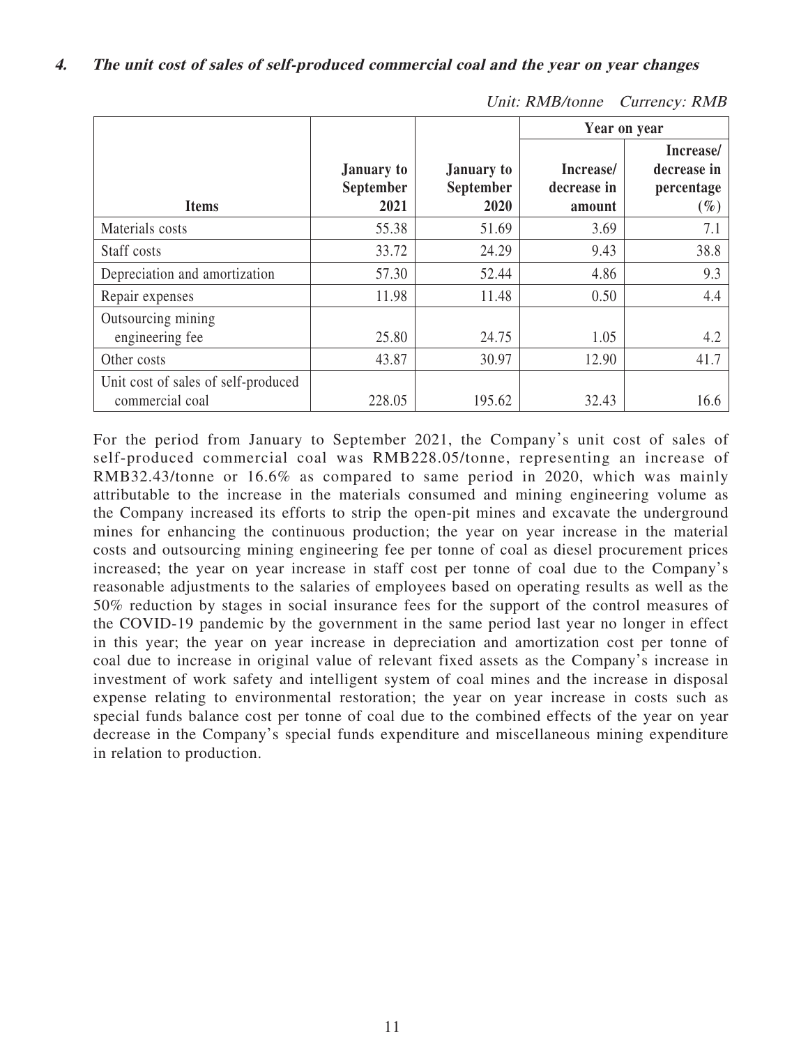#### **4. The unit cost of sales of self-produced commercial coal and the year on year changes**

*Unit: RMB/tonne Currency: RMB*

| Items | January to September 2021 | January to September 2020 | Year on year | |
|---|---|---|---|---|
| | | | Increase/ decrease in amount | Increase/ decrease in percentage (%) |
| Materials costs | 55.38 | 51.69 | 3.69 | 7.1 |
| Staff costs | 33.72 | 24.29 | 9.43 | 38.8 |
| Depreciation and amortization | 57.30 | 52.44 | 4.86 | 9.3 |
| Repair expenses | 11.98 | 11.48 | 0.50 | 4.4 |
| Outsourcing mining engineering fee | 25.80 | 24.75 | 1.05 | 4.2 |
| Other costs | 43.87 | 30.97 | 12.90 | 41.7 |
| Unit cost of sales of self-produced commercial coal | 228.05 | 195.62 | 32.43 | 16.6 |

For the period from January to September 2021, the Company's unit cost of sales of self-produced commercial coal was RMB228.05/tonne, representing an increase of RMB32.43/tonne or 16.6% as compared to same period in 2020, which was mainly attributable to the increase in the materials consumed and mining engineering volume as the Company increased its efforts to strip the open-pit mines and excavate the underground mines for enhancing the continuous production; the year on year increase in the material costs and outsourcing mining engineering fee per tonne of coal as diesel procurement prices increased; the year on year increase in staff cost per tonne of coal due to the Company's reasonable adjustments to the salaries of employees based on operating results as well as the 50% reduction by stages in social insurance fees for the support of the control measures of the COVID-19 pandemic by the government in the same period last year no longer in effect in this year; the year on year increase in depreciation and amortization cost per tonne of coal due to increase in original value of relevant fixed assets as the Company's increase in investment of work safety and intelligent system of coal mines and the increase in disposal expense relating to environmental restoration; the year on year increase in costs such as special funds balance cost per tonne of coal due to the combined effects of the year on year decrease in the Company's special funds expenditure and miscellaneous mining expenditure in relation to production.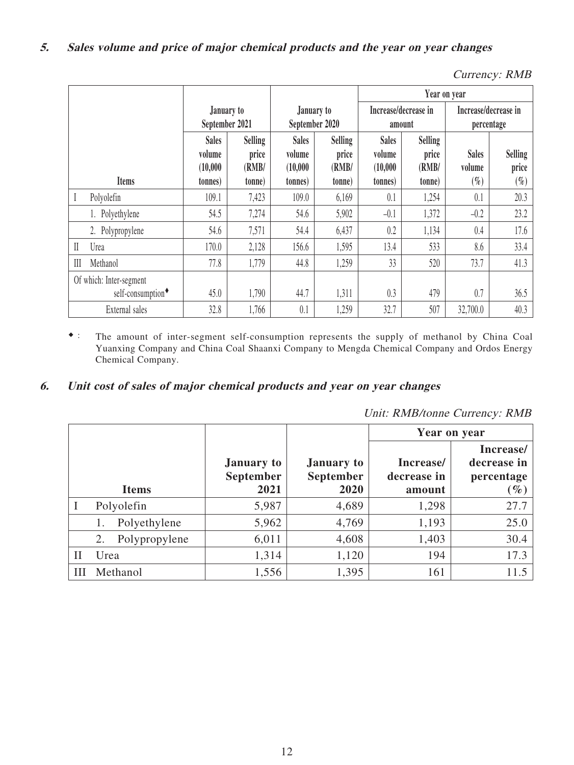### 5. *Sales volume and price of major chemical products and the year on year changes*

*Currency: RMB*

| Items | January to September 2021 | | January to September 2020 | | Year on year | | | |
|---|---|---|---|---|---|---|---|---|
| | | | | | Increase/decrease in amount | | Increase/decrease in percentage | |
| | Sales volume (10,000 tonnes) | Selling price (RMB/ tonne) | Sales volume (10,000 tonnes) | Selling price (RMB/ tonne) | Sales volume (10,000 tonnes) | Selling price (RMB/ tonne) | Sales volume (%) | Selling price (%) |
| I Polyolefin | 109.1 | 7,423 | 109.0 | 6,169 | 0.1 | 1,254 | 0.1 | 20.3 |
| 1. Polyethylene | 54.5 | 7,274 | 54.6 | 5,902 | –0.1 | 1,372 | –0.2 | 23.2 |
| 2. Polypropylene | 54.6 | 7,571 | 54.4 | 6,437 | 0.2 | 1,134 | 0.4 | 17.6 |
| II Urea | 170.0 | 2,128 | 156.6 | 1,595 | 13.4 | 533 | 8.6 | 33.4 |
| III Methanol | 77.8 | 1,779 | 44.8 | 1,259 | 33 | 520 | 73.7 | 41.3 |
| Of which: Inter-segment self-consumption♦ | 45.0 | 1,790 | 44.7 | 1,311 | 0.3 | 479 | 0.7 | 36.5 |
| External sales | 32.8 | 1,766 | 0.1 | 1,259 | 32.7 | 507 | 32,700.0 | 40.3 |

♦ : The amount of inter-segment self-consumption represents the supply of methanol by China Coal Yuanxing Company and China Coal Shaanxi Company to Mengda Chemical Company and Ordos Energy Chemical Company.

### 6. *Unit cost of sales of major chemical products and year on year changes*

*Unit: RMB/tonne Currency: RMB*

| Items | January to September 2021 | January to September 2020 | Year on year | |
|---|---|---|---|---|
| | | | Increase/ decrease in amount | Increase/ decrease in percentage (%) |
| I Polyolefin | 5,987 | 4,689 | 1,298 | 27.7 |
| 1. Polyethylene | 5,962 | 4,769 | 1,193 | 25.0 |
| 2. Polypropylene | 6,011 | 4,608 | 1,403 | 30.4 |
| II Urea | 1,314 | 1,120 | 194 | 17.3 |
| III Methanol | 1,556 | 1,395 | 161 | 11.5 |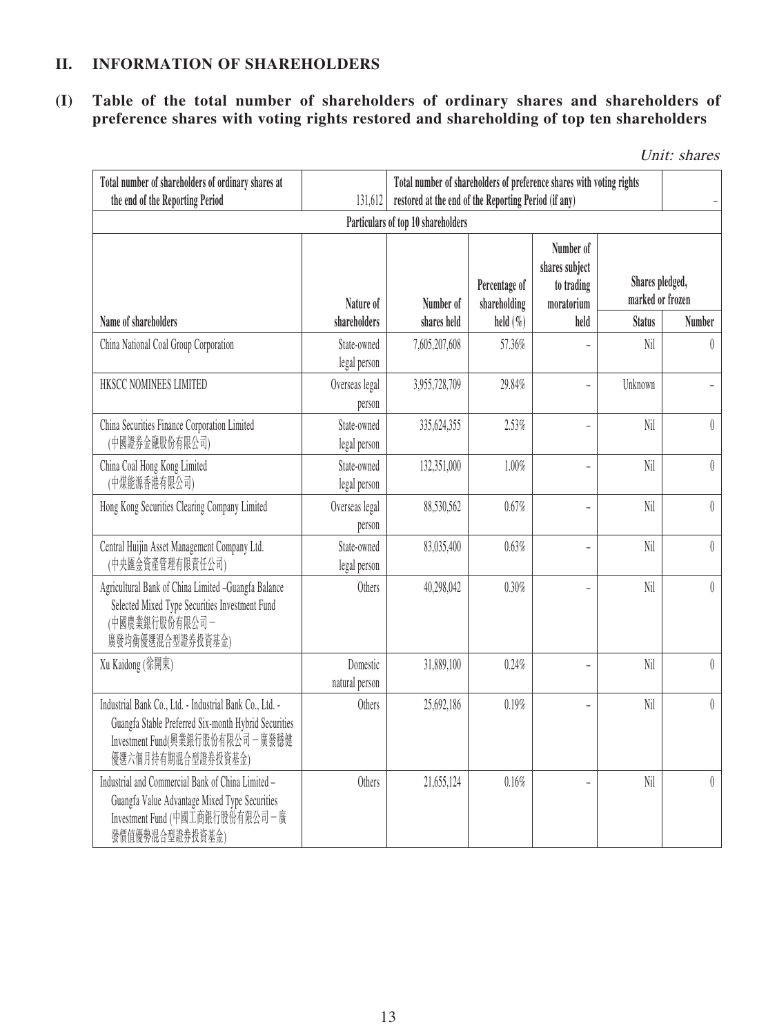## II. INFORMATION OF SHAREHOLDERS

### (I) Table of the total number of shareholders of ordinary shares and shareholders of preference shares with voting rights restored and shareholding of top ten shareholders

*Unit: shares*

| Total number of shareholders of ordinary shares at the end of the Reporting Period | 131,612 | Total number of shareholders of preference shares with voting rights restored at the end of the Reporting Period (if any) | | | | – |
|---|---|---|---|---|---|---|
| Particulars of top 10 shareholders | | | | | | |
| Name of shareholders | Nature of shareholders | Number of shares held | Percentage of shareholding held (%) | Number of shares subject to trading moratorium held | Shares pledged, marked or frozen | |
| | | | | | Status | Number |
| China National Coal Group Corporation | State-owned legal person | 7,605,207,608 | 57.36% | – | Nil | 0 |
| HKSCC NOMINEES LIMITED | Overseas legal person | 3,955,728,709 | 29.84% | – | Unknown | – |
| China Securities Finance Corporation Limited (中國證券金融股份有限公司) | State-owned legal person | 335,624,355 | 2.53% | – | Nil | 0 |
| China Coal Hong Kong Limited (中煤能源香港有限公司) | State-owned legal person | 132,351,000 | 1.00% | – | Nil | 0 |
| Hong Kong Securities Clearing Company Limited | Overseas legal person | 88,530,562 | 0.67% | – | Nil | 0 |
| Central Huijin Asset Management Company Ltd. (中央匯金資產管理有限責任公司) | State-owned legal person | 83,035,400 | 0.63% | – | Nil | 0 |
| Agricultural Bank of China Limited –Guangfa Balance Selected Mixed Type Securities Investment Fund (中國農業銀行股份有限公司－廣發均衡優選混合型證券投資基金) | Others | 40,298,042 | 0.30% | – | Nil | 0 |
| Xu Kaidong (徐開東) | Domestic natural person | 31,889,100 | 0.24% | – | Nil | 0 |
| Industrial Bank Co., Ltd. - Industrial Bank Co., Ltd. - Guangfa Stable Preferred Six-month Hybrid Securities Investment Fund(興業銀行股份有限公司－廣發穩健優選六個月持有期混合型證券投資基金) | Others | 25,692,186 | 0.19% | – | Nil | 0 |
| Industrial and Commercial Bank of China Limited – Guangfa Value Advantage Mixed Type Securities Investment Fund (中國工商銀行股份有限公司－廣發價值優勢混合型證券投資基金) | Others | 21,655,124 | 0.16% | – | Nil | 0 |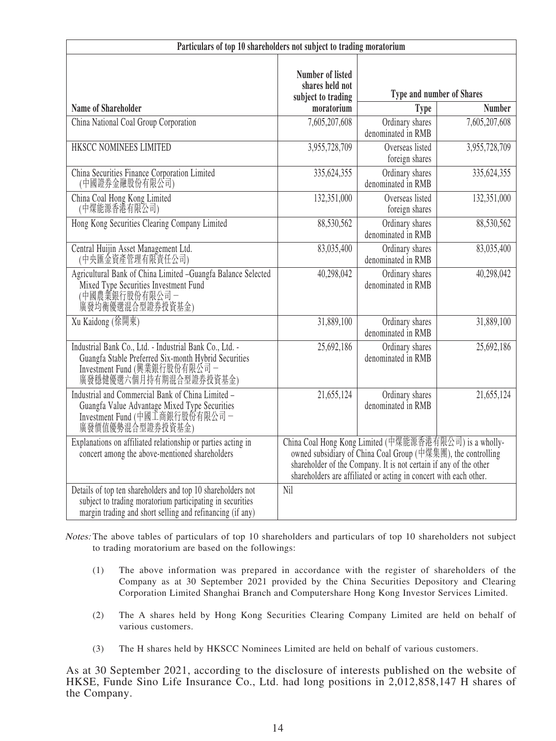| Particulars of top 10 shareholders not subject to trading moratorium | | | |
|---|---|---|---|
| **Name of Shareholder** | **Number of listed shares held not subject to trading moratorium** | **Type and number of Shares** | |
| | | **Type** | **Number** |
| China National Coal Group Corporation | 7,605,207,608 | Ordinary shares denominated in RMB | 7,605,207,608 |
| HKSCC NOMINEES LIMITED | 3,955,728,709 | Overseas listed foreign shares | 3,955,728,709 |
| China Securities Finance Corporation Limited (中國證券金融股份有限公司) | 335,624,355 | Ordinary shares denominated in RMB | 335,624,355 |
| China Coal Hong Kong Limited (中煤能源香港有限公司) | 132,351,000 | Overseas listed foreign shares | 132,351,000 |
| Hong Kong Securities Clearing Company Limited | 88,530,562 | Ordinary shares denominated in RMB | 88,530,562 |
| Central Huijin Asset Management Ltd. (中央匯金資產管理有限責任公司) | 83,035,400 | Ordinary shares denominated in RMB | 83,035,400 |
| Agricultural Bank of China Limited –Guangfa Balance Selected Mixed Type Securities Investment Fund (中國農業銀行股份有限公司－廣發均衡優選混合型證券投資基金) | 40,298,042 | Ordinary shares denominated in RMB | 40,298,042 |
| Xu Kaidong (徐開東) | 31,889,100 | Ordinary shares denominated in RMB | 31,889,100 |
| Industrial Bank Co., Ltd. - Industrial Bank Co., Ltd. - Guangfa Stable Preferred Six-month Hybrid Securities Investment Fund (興業銀行股份有限公司－廣發穩健優選六個月持有期混合型證券投資基金) | 25,692,186 | Ordinary shares denominated in RMB | 25,692,186 |
| Industrial and Commercial Bank of China Limited – Guangfa Value Advantage Mixed Type Securities Investment Fund (中國工商銀行股份有限公司－廣發價值優勢混合型證券投資基金) | 21,655,124 | Ordinary shares denominated in RMB | 21,655,124 |
| Explanations on affiliated relationship or parties acting in concert among the above-mentioned shareholders | China Coal Hong Kong Limited (中煤能源香港有限公司) is a wholly-owned subsidiary of China Coal Group (中煤集團), the controlling shareholder of the Company. It is not certain if any of the other shareholders are affiliated or acting in concert with each other. | | |
| Details of top ten shareholders and top 10 shareholders not subject to trading moratorium participating in securities margin trading and short selling and refinancing (if any) | Nil | | |

*Notes:* The above tables of particulars of top 10 shareholders and particulars of top 10 shareholders not subject to trading moratorium are based on the followings:

(1) The above information was prepared in accordance with the register of shareholders of the Company as at 30 September 2021 provided by the China Securities Depository and Clearing Corporation Limited Shanghai Branch and Computershare Hong Kong Investor Services Limited.

(2) The A shares held by Hong Kong Securities Clearing Company Limited are held on behalf of various customers.

(3) The H shares held by HKSCC Nominees Limited are held on behalf of various customers.

As at 30 September 2021, according to the disclosure of interests published on the website of HKSE, Funde Sino Life Insurance Co., Ltd. had long positions in 2,012,858,147 H shares of the Company.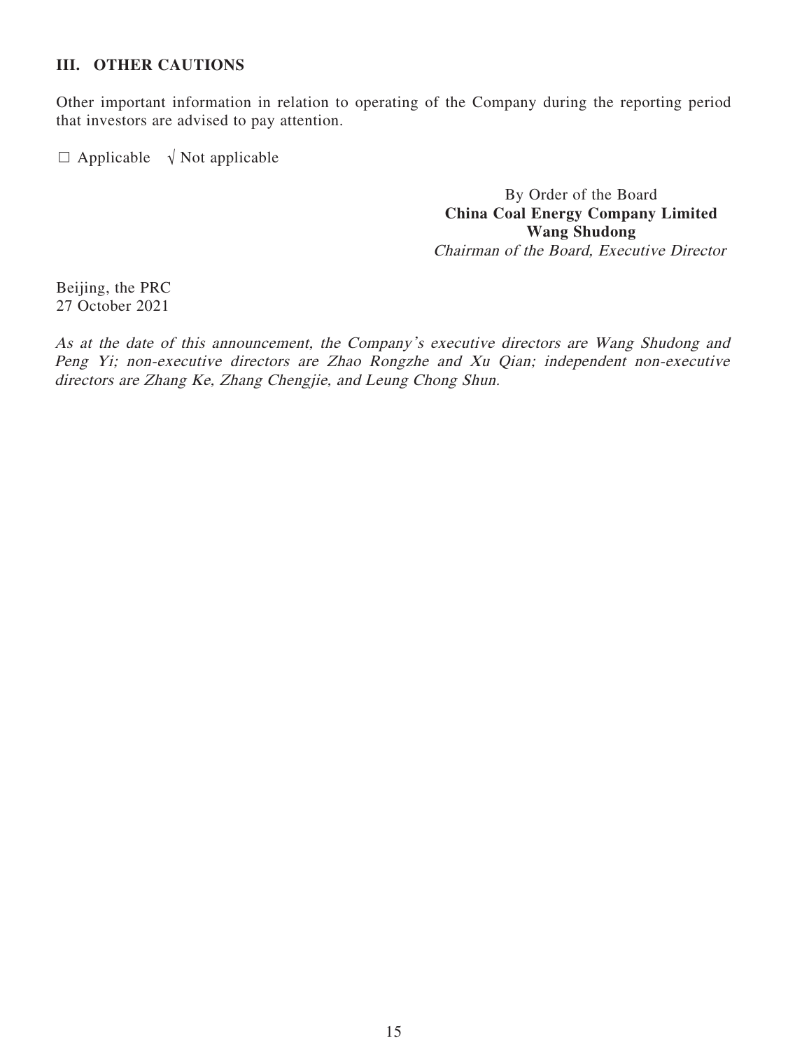## III. OTHER CAUTIONS

Other important information in relation to operating of the Company during the reporting period that investors are advised to pay attention.

□ Applicable √ Not applicable

By Order of the Board
**China Coal Energy Company Limited**
**Wang Shudong**
*Chairman of the Board, Executive Director*

Beijing, the PRC
27 October 2021

*As at the date of this announcement, the Company's executive directors are Wang Shudong and Peng Yi; non-executive directors are Zhao Rongzhe and Xu Qian; independent non-executive directors are Zhang Ke, Zhang Chengjie, and Leung Chong Shun.*